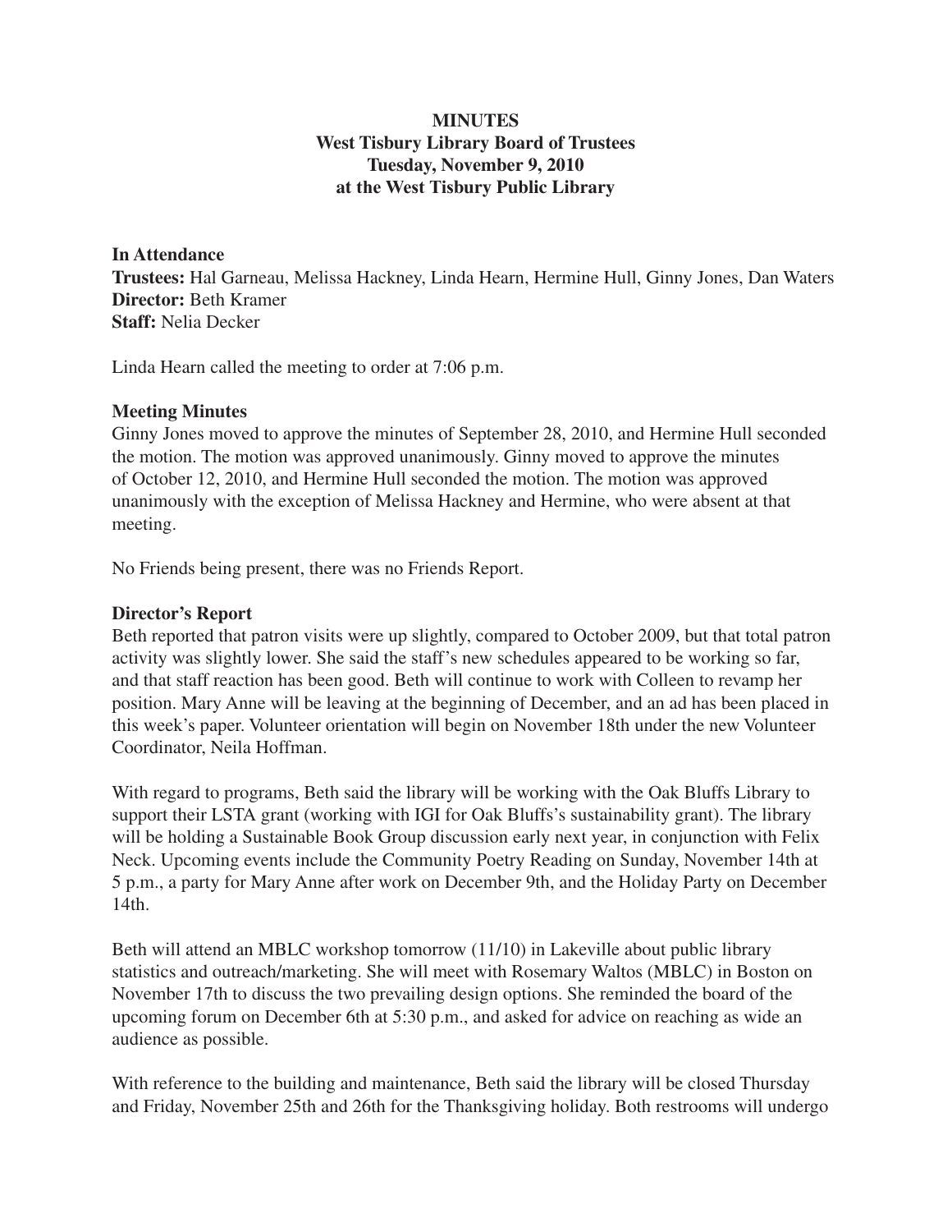**MINUTES**
**West Tisbury Library Board of Trustees**
**Tuesday, November 9, 2010**
**at the West Tisbury Public Library**

**In Attendance**
**Trustees:** Hal Garneau, Melissa Hackney, Linda Hearn, Hermine Hull, Ginny Jones, Dan Waters
**Director:** Beth Kramer
**Staff:** Nelia Decker

Linda Hearn called the meeting to order at 7:06 p.m.

**Meeting Minutes**
Ginny Jones moved to approve the minutes of September 28, 2010, and Hermine Hull seconded the motion. The motion was approved unanimously. Ginny moved to approve the minutes of October 12, 2010, and Hermine Hull seconded the motion. The motion was approved unanimously with the exception of Melissa Hackney and Hermine, who were absent at that meeting.

No Friends being present, there was no Friends Report.

**Director's Report**
Beth reported that patron visits were up slightly, compared to October 2009, but that total patron activity was slightly lower. She said the staff's new schedules appeared to be working so far, and that staff reaction has been good. Beth will continue to work with Colleen to revamp her position. Mary Anne will be leaving at the beginning of December, and an ad has been placed in this week's paper. Volunteer orientation will begin on November 18th under the new Volunteer Coordinator, Neila Hoffman.

With regard to programs, Beth said the library will be working with the Oak Bluffs Library to support their LSTA grant (working with IGI for Oak Bluffs's sustainability grant). The library will be holding a Sustainable Book Group discussion early next year, in conjunction with Felix Neck. Upcoming events include the Community Poetry Reading on Sunday, November 14th at 5 p.m., a party for Mary Anne after work on December 9th, and the Holiday Party on December 14th.

Beth will attend an MBLC workshop tomorrow (11/10) in Lakeville about public library statistics and outreach/marketing. She will meet with Rosemary Waltos (MBLC) in Boston on November 17th to discuss the two prevailing design options. She reminded the board of the upcoming forum on December 6th at 5:30 p.m., and asked for advice on reaching as wide an audience as possible.

With reference to the building and maintenance, Beth said the library will be closed Thursday and Friday, November 25th and 26th for the Thanksgiving holiday. Both restrooms will undergo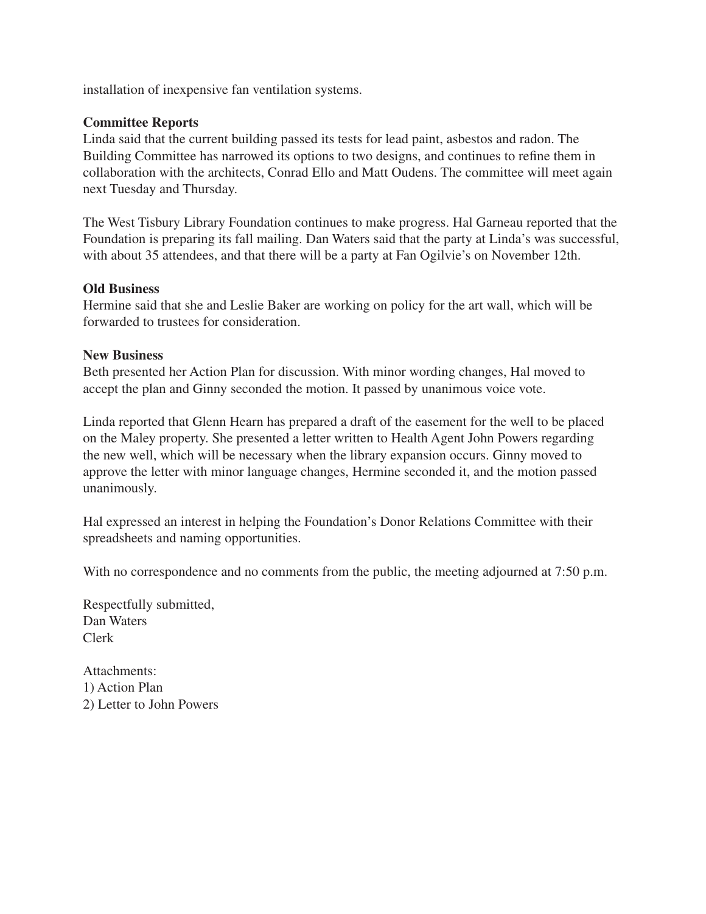installation of inexpensive fan ventilation systems.

**Committee Reports**
Linda said that the current building passed its tests for lead paint, asbestos and radon. The Building Committee has narrowed its options to two designs, and continues to refine them in collaboration with the architects, Conrad Ello and Matt Oudens. The committee will meet again next Tuesday and Thursday.

The West Tisbury Library Foundation continues to make progress. Hal Garneau reported that the Foundation is preparing its fall mailing. Dan Waters said that the party at Linda's was successful, with about 35 attendees, and that there will be a party at Fan Ogilvie's on November 12th.

**Old Business**
Hermine said that she and Leslie Baker are working on policy for the art wall, which will be forwarded to trustees for consideration.

**New Business**
Beth presented her Action Plan for discussion. With minor wording changes, Hal moved to accept the plan and Ginny seconded the motion. It passed by unanimous voice vote.

Linda reported that Glenn Hearn has prepared a draft of the easement for the well to be placed on the Maley property. She presented a letter written to Health Agent John Powers regarding the new well, which will be necessary when the library expansion occurs. Ginny moved to approve the letter with minor language changes, Hermine seconded it, and the motion passed unanimously.

Hal expressed an interest in helping the Foundation's Donor Relations Committee with their spreadsheets and naming opportunities.

With no correspondence and no comments from the public, the meeting adjourned at 7:50 p.m.

Respectfully submitted,
Dan Waters
Clerk

Attachments:
1) Action Plan
2) Letter to John Powers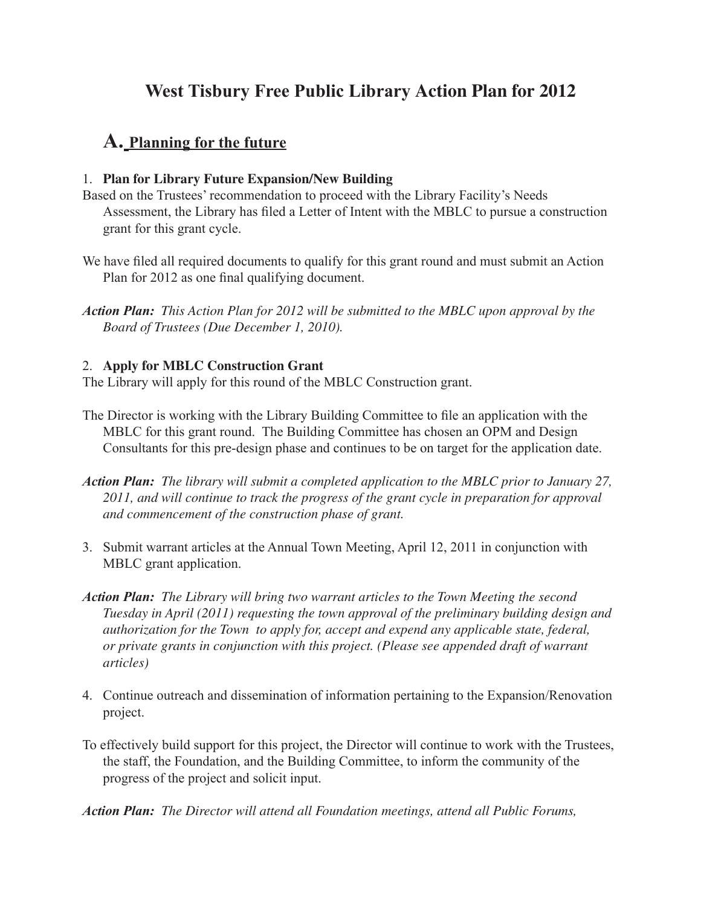# West Tisbury Free Public Library Action Plan for 2012

## A. Planning for the future

1. **Plan for Library Future Expansion/New Building**

Based on the Trustees' recommendation to proceed with the Library Facility's Needs Assessment, the Library has filed a Letter of Intent with the MBLC to pursue a construction grant for this grant cycle.

We have filed all required documents to qualify for this grant round and must submit an Action Plan for 2012 as one final qualifying document.

***Action Plan:*** *This Action Plan for 2012 will be submitted to the MBLC upon approval by the Board of Trustees (Due December 1, 2010).*

2. **Apply for MBLC Construction Grant**

The Library will apply for this round of the MBLC Construction grant.

The Director is working with the Library Building Committee to file an application with the MBLC for this grant round. The Building Committee has chosen an OPM and Design Consultants for this pre-design phase and continues to be on target for the application date.

***Action Plan:*** *The library will submit a completed application to the MBLC prior to January 27, 2011, and will continue to track the progress of the grant cycle in preparation for approval and commencement of the construction phase of grant.*

3. Submit warrant articles at the Annual Town Meeting, April 12, 2011 in conjunction with MBLC grant application.

***Action Plan:*** *The Library will bring two warrant articles to the Town Meeting the second Tuesday in April (2011) requesting the town approval of the preliminary building design and authorization for the Town to apply for, accept and expend any applicable state, federal, or private grants in conjunction with this project. (Please see appended draft of warrant articles)*

4. Continue outreach and dissemination of information pertaining to the Expansion/Renovation project.

To effectively build support for this project, the Director will continue to work with the Trustees, the staff, the Foundation, and the Building Committee, to inform the community of the progress of the project and solicit input.

***Action Plan:*** *The Director will attend all Foundation meetings, attend all Public Forums,*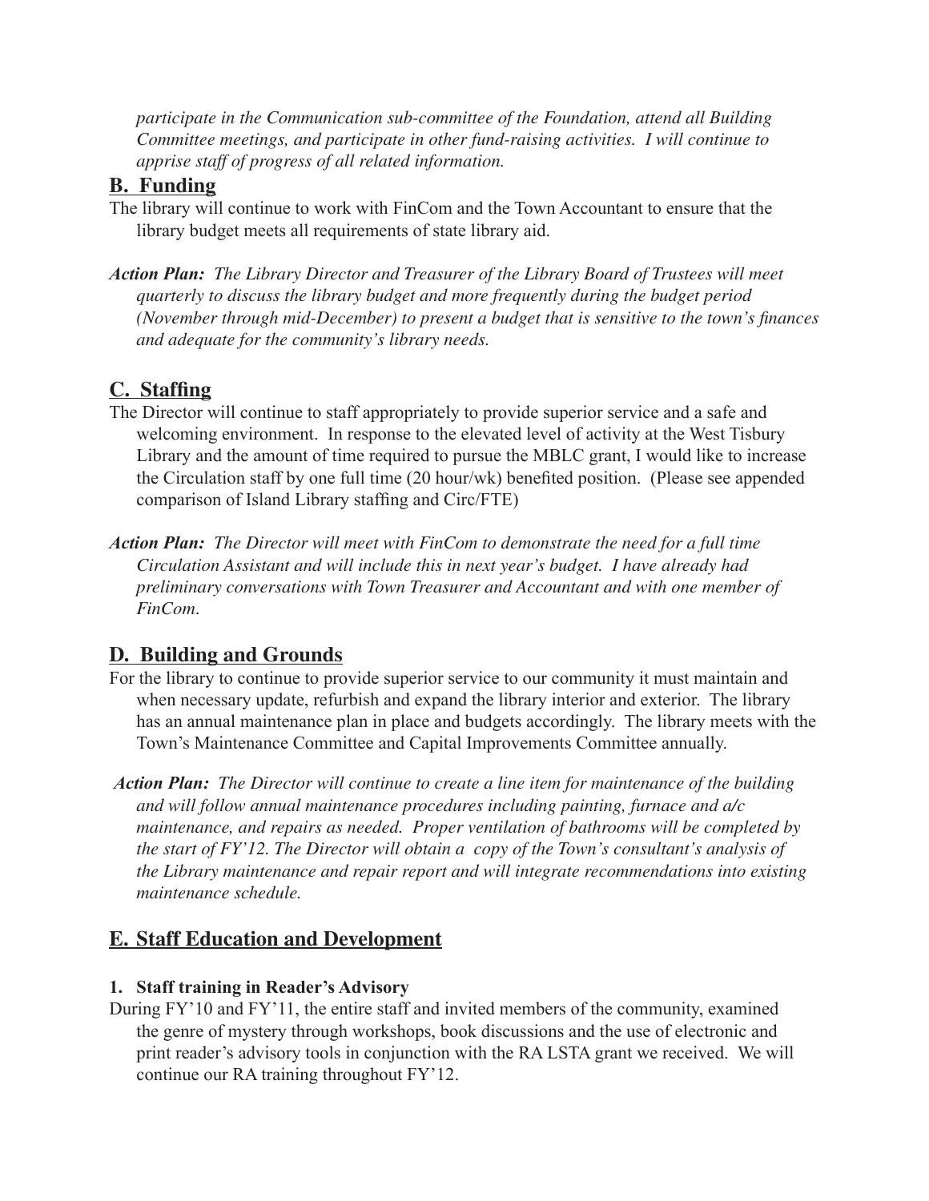*participate in the Communication sub-committee of the Foundation, attend all Building Committee meetings, and participate in other fund-raising activities. I will continue to apprise staff of progress of all related information.*

## B. Funding

The library will continue to work with FinCom and the Town Accountant to ensure that the library budget meets all requirements of state library aid.

***Action Plan:*** *The Library Director and Treasurer of the Library Board of Trustees will meet quarterly to discuss the library budget and more frequently during the budget period (November through mid-December) to present a budget that is sensitive to the town's finances and adequate for the community's library needs.*

## C. Staffing

The Director will continue to staff appropriately to provide superior service and a safe and welcoming environment. In response to the elevated level of activity at the West Tisbury Library and the amount of time required to pursue the MBLC grant, I would like to increase the Circulation staff by one full time (20 hour/wk) benefited position. (Please see appended comparison of Island Library staffing and Circ/FTE)

***Action Plan:*** *The Director will meet with FinCom to demonstrate the need for a full time Circulation Assistant and will include this in next year's budget. I have already had preliminary conversations with Town Treasurer and Accountant and with one member of FinCom.*

## D. Building and Grounds

For the library to continue to provide superior service to our community it must maintain and when necessary update, refurbish and expand the library interior and exterior. The library has an annual maintenance plan in place and budgets accordingly. The library meets with the Town's Maintenance Committee and Capital Improvements Committee annually.

***Action Plan:*** *The Director will continue to create a line item for maintenance of the building and will follow annual maintenance procedures including painting, furnace and a/c maintenance, and repairs as needed. Proper ventilation of bathrooms will be completed by the start of FY'12. The Director will obtain a copy of the Town's consultant's analysis of the Library maintenance and repair report and will integrate recommendations into existing maintenance schedule.*

## E. Staff Education and Development

### 1. Staff training in Reader's Advisory

During FY'10 and FY'11, the entire staff and invited members of the community, examined the genre of mystery through workshops, book discussions and the use of electronic and print reader's advisory tools in conjunction with the RA LSTA grant we received. We will continue our RA training throughout FY'12.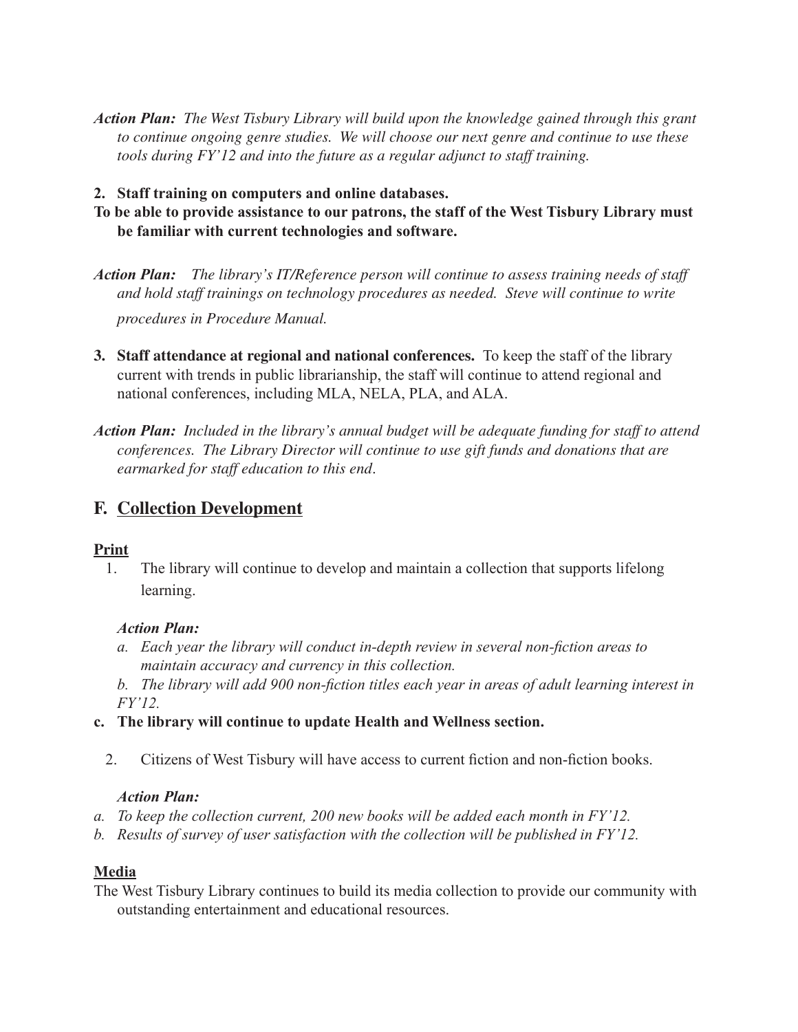***Action Plan:*** *The West Tisbury Library will build upon the knowledge gained through this grant to continue ongoing genre studies. We will choose our next genre and continue to use these tools during FY'12 and into the future as a regular adjunct to staff training.*

**2. Staff training on computers and online databases.**

**To be able to provide assistance to our patrons, the staff of the West Tisbury Library must be familiar with current technologies and software.**

***Action Plan:*** *The library's IT/Reference person will continue to assess training needs of staff and hold staff trainings on technology procedures as needed. Steve will continue to write procedures in Procedure Manual.*

**3. Staff attendance at regional and national conferences.** To keep the staff of the library current with trends in public librarianship, the staff will continue to attend regional and national conferences, including MLA, NELA, PLA, and ALA.

***Action Plan:*** *Included in the library's annual budget will be adequate funding for staff to attend conferences. The Library Director will continue to use gift funds and donations that are earmarked for staff education to this end*.

## F. Collection Development

### Print

1. The library will continue to develop and maintain a collection that supports lifelong learning.

***Action Plan:***

*a. Each year the library will conduct in-depth review in several non-fiction areas to maintain accuracy and currency in this collection.*

*b. The library will add 900 non-fiction titles each year in areas of adult learning interest in FY'12.*

**c. The library will continue to update Health and Wellness section.**

2. Citizens of West Tisbury will have access to current fiction and non-fiction books.

***Action Plan:***

*a. To keep the collection current, 200 new books will be added each month in FY'12.*

*b. Results of survey of user satisfaction with the collection will be published in FY'12.*

### Media

The West Tisbury Library continues to build its media collection to provide our community with outstanding entertainment and educational resources.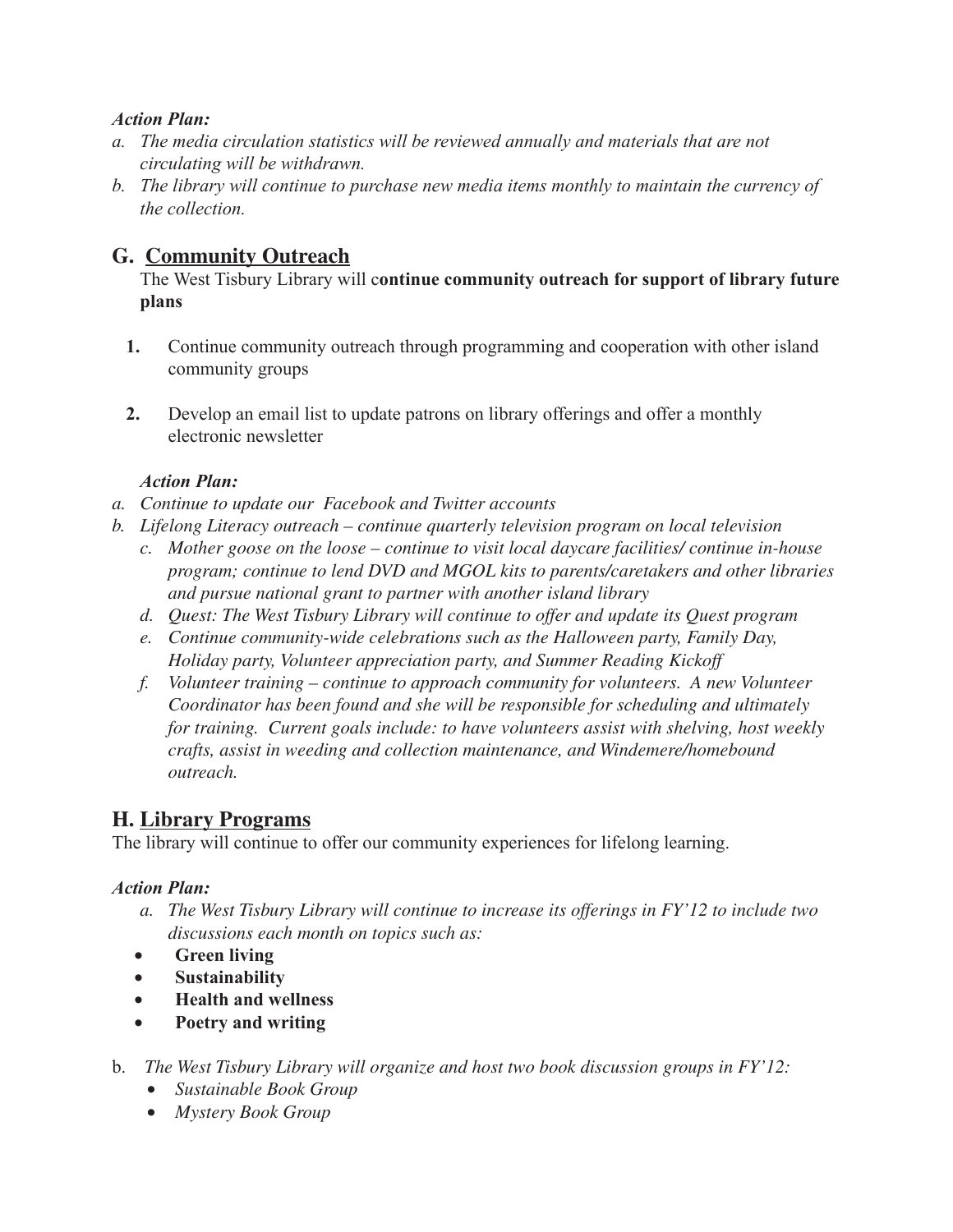***Action Plan:***

*a. The media circulation statistics will be reviewed annually and materials that are not circulating will be withdrawn.*
*b. The library will continue to purchase new media items monthly to maintain the currency of the collection.*

## G. Community Outreach

The West Tisbury Library will c**ontinue community outreach for support of library future plans**

1. Continue community outreach through programming and cooperation with other island community groups

2. Develop an email list to update patrons on library offerings and offer a monthly electronic newsletter

***Action Plan:***

*a. Continue to update our Facebook and Twitter accounts*
*b. Lifelong Literacy outreach – continue quarterly television program on local television*
*c. Mother goose on the loose – continue to visit local daycare facilities/ continue in-house program; continue to lend DVD and MGOL kits to parents/caretakers and other libraries and pursue national grant to partner with another island library*
*d. Quest: The West Tisbury Library will continue to offer and update its Quest program*
*e. Continue community-wide celebrations such as the Halloween party, Family Day, Holiday party, Volunteer appreciation party, and Summer Reading Kickoff*
*f. Volunteer training – continue to approach community for volunteers. A new Volunteer Coordinator has been found and she will be responsible for scheduling and ultimately for training. Current goals include: to have volunteers assist with shelving, host weekly crafts, assist in weeding and collection maintenance, and Windemere/homebound outreach.*

## H. Library Programs

The library will continue to offer our community experiences for lifelong learning.

***Action Plan:***

*a. The West Tisbury Library will continue to increase its offerings in FY'12 to include two discussions each month on topics such as:*

- **Green living**
- **Sustainability**
- **Health and wellness**
- **Poetry and writing**

b. *The West Tisbury Library will organize and host two book discussion groups in FY'12:*

- *Sustainable Book Group*
- *Mystery Book Group*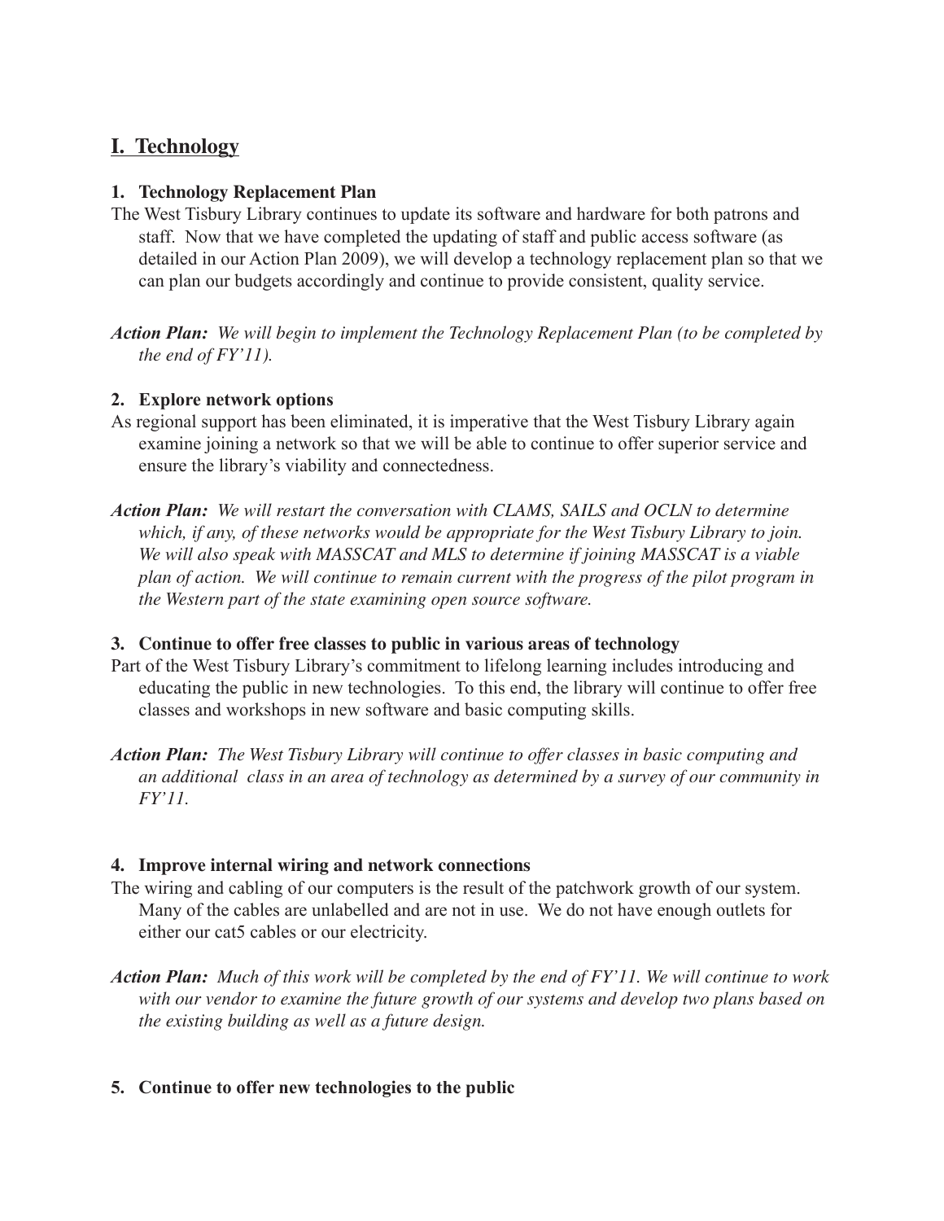## I. Technology

### 1. Technology Replacement Plan

The West Tisbury Library continues to update its software and hardware for both patrons and staff. Now that we have completed the updating of staff and public access software (as detailed in our Action Plan 2009), we will develop a technology replacement plan so that we can plan our budgets accordingly and continue to provide consistent, quality service.

***Action Plan:*** *We will begin to implement the Technology Replacement Plan (to be completed by the end of FY'11).*

### 2. Explore network options

As regional support has been eliminated, it is imperative that the West Tisbury Library again examine joining a network so that we will be able to continue to offer superior service and ensure the library's viability and connectedness.

***Action Plan:*** *We will restart the conversation with CLAMS, SAILS and OCLN to determine which, if any, of these networks would be appropriate for the West Tisbury Library to join. We will also speak with MASSCAT and MLS to determine if joining MASSCAT is a viable plan of action. We will continue to remain current with the progress of the pilot program in the Western part of the state examining open source software.*

### 3. Continue to offer free classes to public in various areas of technology

Part of the West Tisbury Library's commitment to lifelong learning includes introducing and educating the public in new technologies. To this end, the library will continue to offer free classes and workshops in new software and basic computing skills.

***Action Plan:*** *The West Tisbury Library will continue to offer classes in basic computing and an additional class in an area of technology as determined by a survey of our community in FY'11.*

### 4. Improve internal wiring and network connections

The wiring and cabling of our computers is the result of the patchwork growth of our system. Many of the cables are unlabelled and are not in use. We do not have enough outlets for either our cat5 cables or our electricity.

***Action Plan:*** *Much of this work will be completed by the end of FY'11. We will continue to work with our vendor to examine the future growth of our systems and develop two plans based on the existing building as well as a future design.*

### 5. Continue to offer new technologies to the public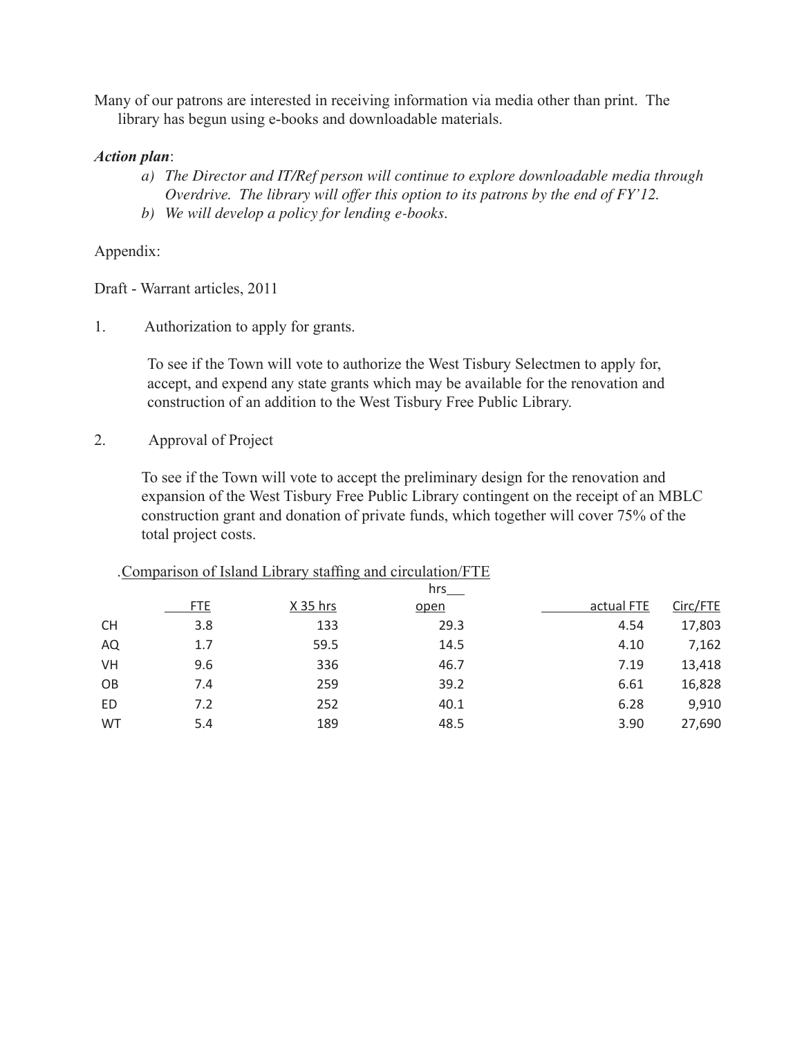Many of our patrons are interested in receiving information via media other than print. The library has begun using e-books and downloadable materials.

***Action plan***:

*a) The Director and IT/Ref person will continue to explore downloadable media through Overdrive. The library will offer this option to its patrons by the end of FY'12.*

*b) We will develop a policy for lending e-books.*

Appendix:

Draft - Warrant articles, 2011

1. Authorization to apply for grants.

   To see if the Town will vote to authorize the West Tisbury Selectmen to apply for, accept, and expend any state grants which may be available for the renovation and construction of an addition to the West Tisbury Free Public Library.

2. Approval of Project

   To see if the Town will vote to accept the preliminary design for the renovation and expansion of the West Tisbury Free Public Library contingent on the receipt of an MBLC construction grant and donation of private funds, which together will cover 75% of the total project costs.

.Comparison of Island Library staffing and circulation/FTE

| | FTE | X 35 hrs | hrs open | actual FTE | Circ/FTE |
|---|---|---|---|---|---|
| CH | 3.8 | 133 | 29.3 | 4.54 | 17,803 |
| AQ | 1.7 | 59.5 | 14.5 | 4.10 | 7,162 |
| VH | 9.6 | 336 | 46.7 | 7.19 | 13,418 |
| OB | 7.4 | 259 | 39.2 | 6.61 | 16,828 |
| ED | 7.2 | 252 | 40.1 | 6.28 | 9,910 |
| WT | 5.4 | 189 | 48.5 | 3.90 | 27,690 |